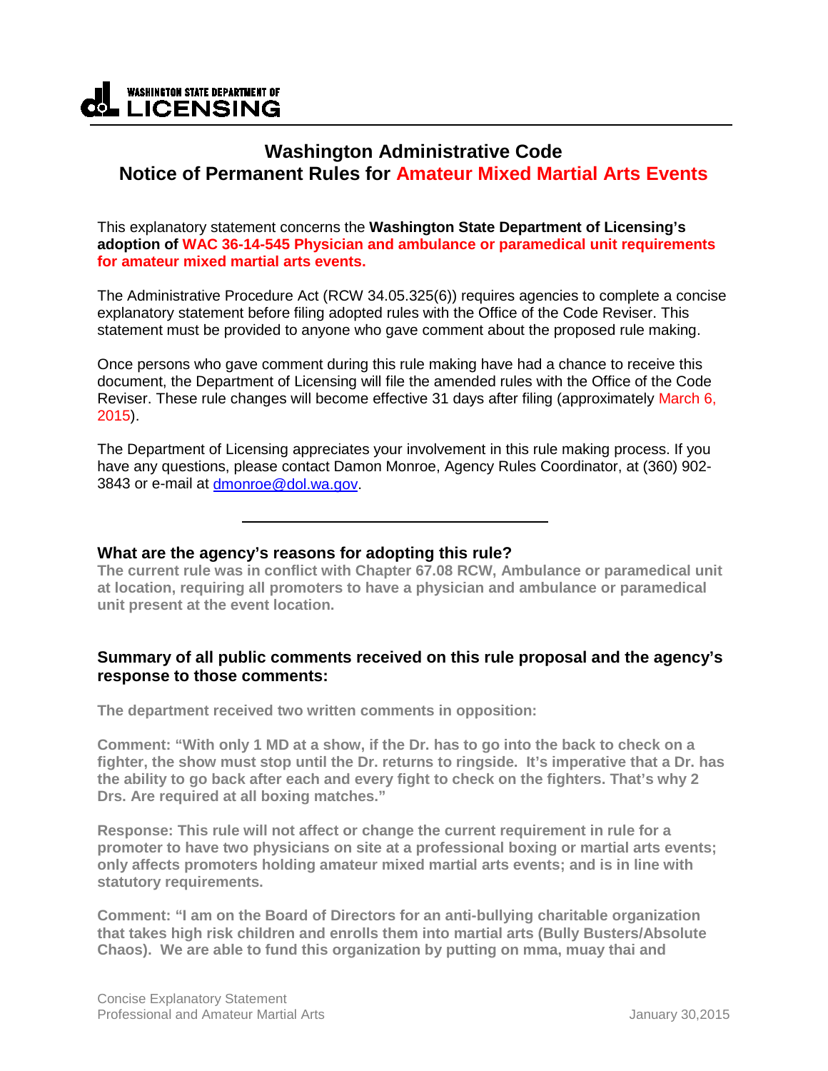WASHINGTON STATE DEPARTMENT OF LICENSING

# Washington Administrative Code
# Notice of Permanent Rules for Amateur Mixed Martial Arts Events

This explanatory statement concerns the **Washington State Department of Licensing's adoption of WAC 36-14-545 Physician and ambulance or paramedical unit requirements for amateur mixed martial arts events.**

The Administrative Procedure Act (RCW 34.05.325(6)) requires agencies to complete a concise explanatory statement before filing adopted rules with the Office of the Code Reviser. This statement must be provided to anyone who gave comment about the proposed rule making.

Once persons who gave comment during this rule making have had a chance to receive this document, the Department of Licensing will file the amended rules with the Office of the Code Reviser. These rule changes will become effective 31 days after filing (approximately March 6, 2015).

The Department of Licensing appreciates your involvement in this rule making process. If you have any questions, please contact Damon Monroe, Agency Rules Coordinator, at (360) 902-3843 or e-mail at dmonroe@dol.wa.gov.

---

## What are the agency's reasons for adopting this rule?

**The current rule was in conflict with Chapter 67.08 RCW, Ambulance or paramedical unit at location, requiring all promoters to have a physician and ambulance or paramedical unit present at the event location.**

## Summary of all public comments received on this rule proposal and the agency's response to those comments:

**The department received two written comments in opposition:**

**Comment: "With only 1 MD at a show, if the Dr. has to go into the back to check on a fighter, the show must stop until the Dr. returns to ringside. It's imperative that a Dr. has the ability to go back after each and every fight to check on the fighters. That's why 2 Drs. Are required at all boxing matches."**

**Response: This rule will not affect or change the current requirement in rule for a promoter to have two physicians on site at a professional boxing or martial arts events; only affects promoters holding amateur mixed martial arts events; and is in line with statutory requirements.**

**Comment: "I am on the Board of Directors for an anti-bullying charitable organization that takes high risk children and enrolls them into martial arts (Bully Busters/Absolute Chaos). We are able to fund this organization by putting on mma, muay thai and**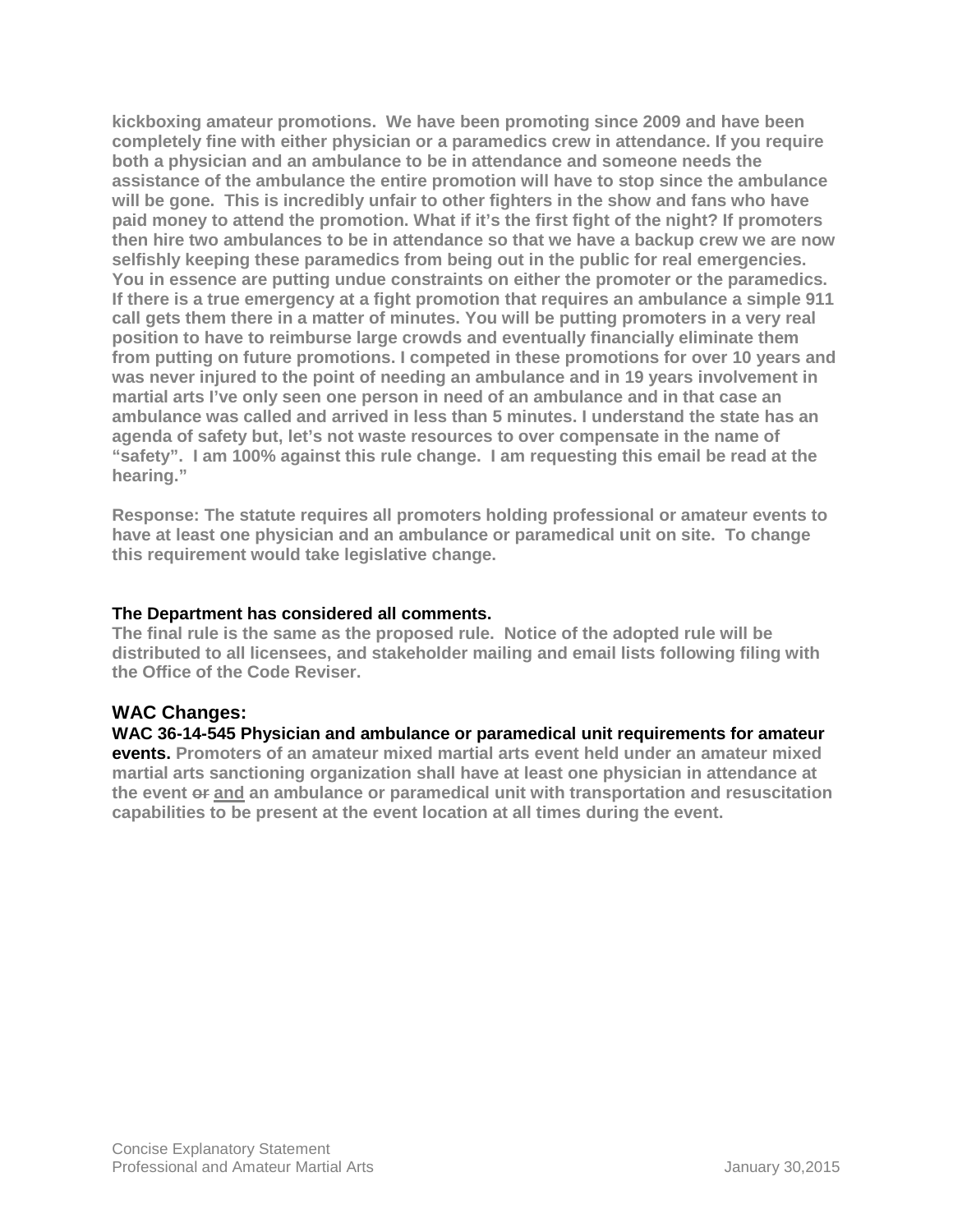**kickboxing amateur promotions. We have been promoting since 2009 and have been completely fine with either physician or a paramedics crew in attendance. If you require both a physician and an ambulance to be in attendance and someone needs the assistance of the ambulance the entire promotion will have to stop since the ambulance will be gone. This is incredibly unfair to other fighters in the show and fans who have paid money to attend the promotion. What if it's the first fight of the night? If promoters then hire two ambulances to be in attendance so that we have a backup crew we are now selfishly keeping these paramedics from being out in the public for real emergencies. You in essence are putting undue constraints on either the promoter or the paramedics. If there is a true emergency at a fight promotion that requires an ambulance a simple 911 call gets them there in a matter of minutes. You will be putting promoters in a very real position to have to reimburse large crowds and eventually financially eliminate them from putting on future promotions. I competed in these promotions for over 10 years and was never injured to the point of needing an ambulance and in 19 years involvement in martial arts I've only seen one person in need of an ambulance and in that case an ambulance was called and arrived in less than 5 minutes. I understand the state has an agenda of safety but, let's not waste resources to over compensate in the name of "safety". I am 100% against this rule change. I am requesting this email be read at the hearing."**

**Response: The statute requires all promoters holding professional or amateur events to have at least one physician and an ambulance or paramedical unit on site. To change this requirement would take legislative change.**

**The Department has considered all comments.**
**The final rule is the same as the proposed rule. Notice of the adopted rule will be distributed to all licensees, and stakeholder mailing and email lists following filing with the Office of the Code Reviser.**

## WAC Changes:

**WAC 36-14-545 Physician and ambulance or paramedical unit requirements for amateur events.** **Promoters of an amateur mixed martial arts event held under an amateur mixed martial arts sanctioning organization shall have at least one physician in attendance at the event ~~or~~ <u>and</u> an ambulance or paramedical unit with transportation and resuscitation capabilities to be present at the event location at all times during the event.**